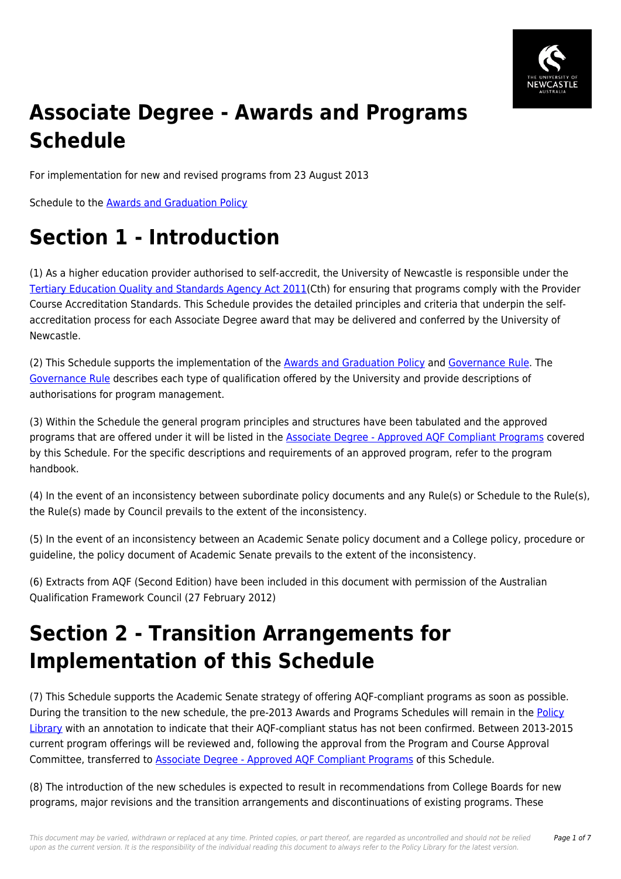# Associate Degree - Awards and Programs Schedule

For implementation for new and revised programs from 23 August 2013

Schedule to the Awards and Graduation Policy

# Section 1 - Introduction

(1) As a higher education provider authorised to self-accredit, the University of Newcastle is responsible under the Tertiary Education Quality and Standards Agency Act 2011(Cth) for ensuring that programs comply with the Provider Course Accreditation Standards. This Schedule provides the detailed principles and criteria that underpin the self-accreditation process for each Associate Degree award that may be delivered and conferred by the University of Newcastle.

(2) This Schedule supports the implementation of the Awards and Graduation Policy and Governance Rule. The Governance Rule describes each type of qualification offered by the University and provide descriptions of authorisations for program management.

(3) Within the Schedule the general program principles and structures have been tabulated and the approved programs that are offered under it will be listed in the Associate Degree - Approved AQF Compliant Programs covered by this Schedule. For the specific descriptions and requirements of an approved program, refer to the program handbook.

(4) In the event of an inconsistency between subordinate policy documents and any Rule(s) or Schedule to the Rule(s), the Rule(s) made by Council prevails to the extent of the inconsistency.

(5) In the event of an inconsistency between an Academic Senate policy document and a College policy, procedure or guideline, the policy document of Academic Senate prevails to the extent of the inconsistency.

(6) Extracts from AQF (Second Edition) have been included in this document with permission of the Australian Qualification Framework Council (27 February 2012)

# Section 2 - Transition Arrangements for Implementation of this Schedule

(7) This Schedule supports the Academic Senate strategy of offering AQF-compliant programs as soon as possible. During the transition to the new schedule, the pre-2013 Awards and Programs Schedules will remain in the Policy Library with an annotation to indicate that their AQF-compliant status has not been confirmed. Between 2013-2015 current program offerings will be reviewed and, following the approval from the Program and Course Approval Committee, transferred to Associate Degree - Approved AQF Compliant Programs of this Schedule.

(8) The introduction of the new schedules is expected to result in recommendations from College Boards for new programs, major revisions and the transition arrangements and discontinuations of existing programs. These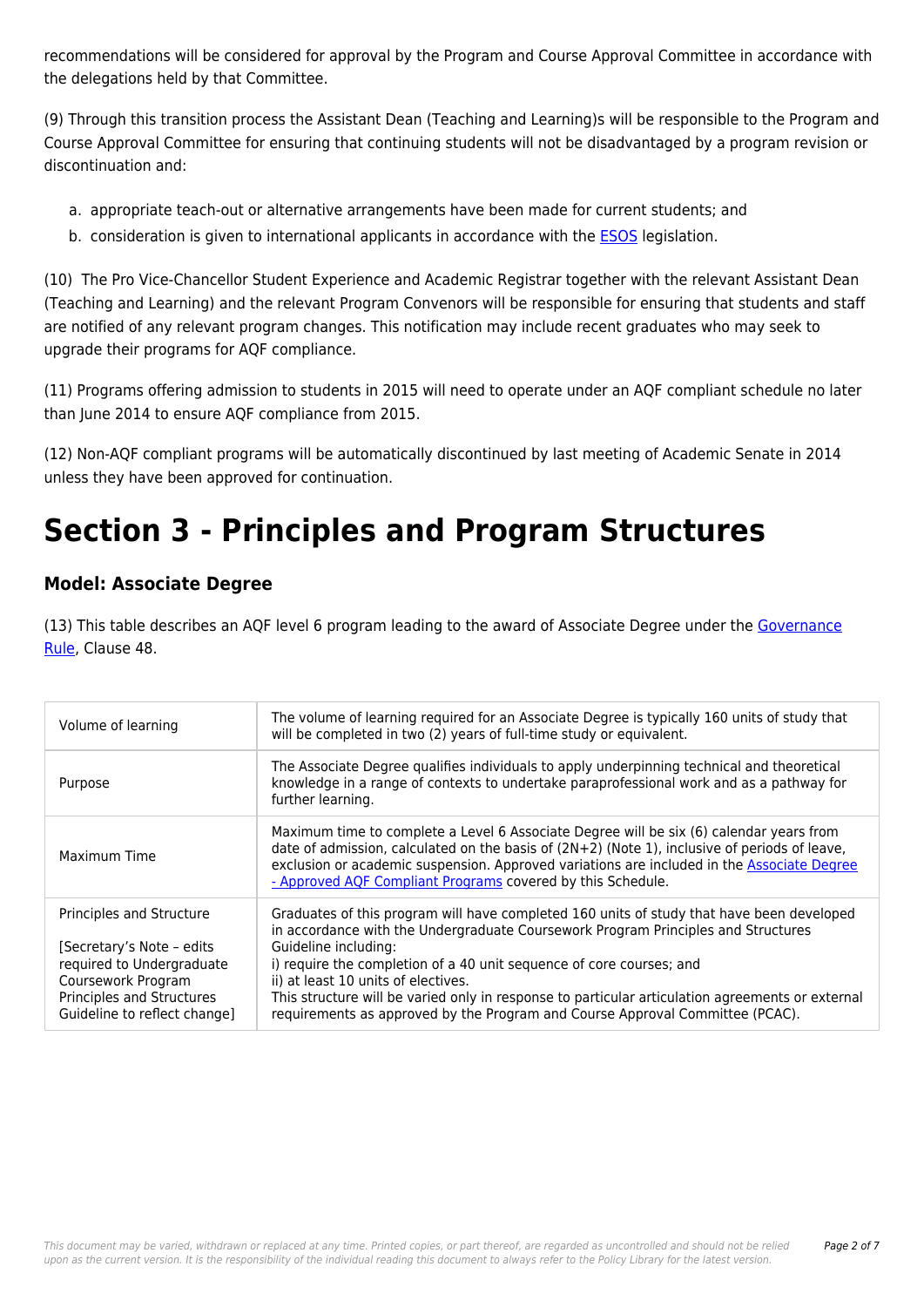recommendations will be considered for approval by the Program and Course Approval Committee in accordance with the delegations held by that Committee.

(9) Through this transition process the Assistant Dean (Teaching and Learning)s will be responsible to the Program and Course Approval Committee for ensuring that continuing students will not be disadvantaged by a program revision or discontinuation and:

a. appropriate teach-out or alternative arrangements have been made for current students; and
b. consideration is given to international applicants in accordance with the ESOS legislation.

(10) The Pro Vice-Chancellor Student Experience and Academic Registrar together with the relevant Assistant Dean (Teaching and Learning) and the relevant Program Convenors will be responsible for ensuring that students and staff are notified of any relevant program changes. This notification may include recent graduates who may seek to upgrade their programs for AQF compliance.

(11) Programs offering admission to students in 2015 will need to operate under an AQF compliant schedule no later than June 2014 to ensure AQF compliance from 2015.

(12) Non-AQF compliant programs will be automatically discontinued by last meeting of Academic Senate in 2014 unless they have been approved for continuation.

# Section 3 - Principles and Program Structures

### Model: Associate Degree

(13) This table describes an AQF level 6 program leading to the award of Associate Degree under the Governance Rule, Clause 48.

| | |
|---|---|
| Volume of learning | The volume of learning required for an Associate Degree is typically 160 units of study that will be completed in two (2) years of full-time study or equivalent. |
| Purpose | The Associate Degree qualifies individuals to apply underpinning technical and theoretical knowledge in a range of contexts to undertake paraprofessional work and as a pathway for further learning. |
| Maximum Time | Maximum time to complete a Level 6 Associate Degree will be six (6) calendar years from date of admission, calculated on the basis of (2N+2) (Note 1), inclusive of periods of leave, exclusion or academic suspension. Approved variations are included in the Associate Degree - Approved AQF Compliant Programs covered by this Schedule. |
| Principles and Structure<br><br>[Secretary's Note – edits required to Undergraduate Coursework Program Principles and Structures Guideline to reflect change] | Graduates of this program will have completed 160 units of study that have been developed in accordance with the Undergraduate Coursework Program Principles and Structures Guideline including:<br>i) require the completion of a 40 unit sequence of core courses; and<br>ii) at least 10 units of electives.<br>This structure will be varied only in response to particular articulation agreements or external requirements as approved by the Program and Course Approval Committee (PCAC). |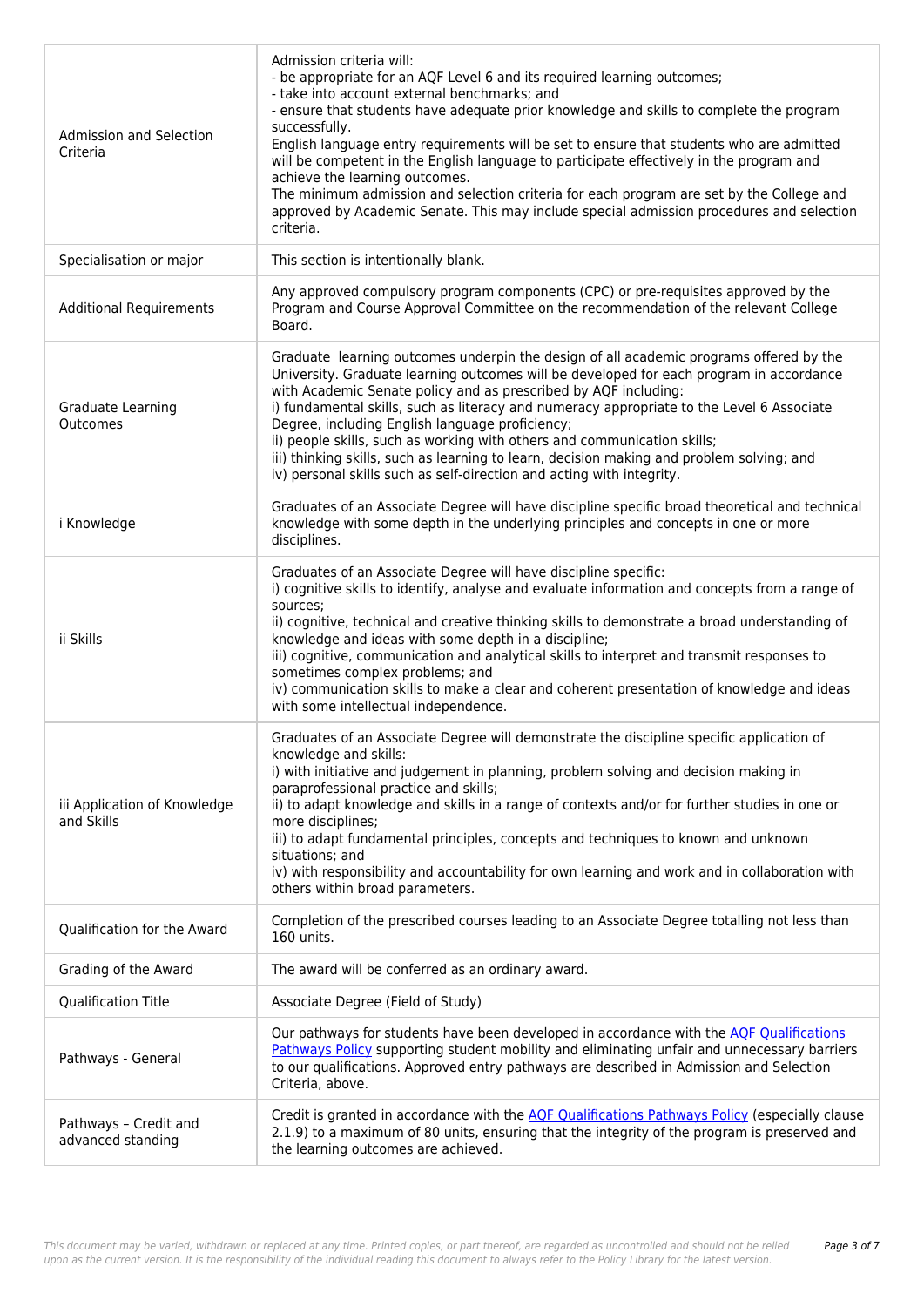| | |
|---|---|
| Admission and Selection Criteria | Admission criteria will:<br>- be appropriate for an AQF Level 6 and its required learning outcomes;<br>- take into account external benchmarks; and<br>- ensure that students have adequate prior knowledge and skills to complete the program successfully.<br>English language entry requirements will be set to ensure that students who are admitted will be competent in the English language to participate effectively in the program and achieve the learning outcomes.<br>The minimum admission and selection criteria for each program are set by the College and approved by Academic Senate. This may include special admission procedures and selection criteria. |
| Specialisation or major | This section is intentionally blank. |
| Additional Requirements | Any approved compulsory program components (CPC) or pre-requisites approved by the Program and Course Approval Committee on the recommendation of the relevant College Board. |
| Graduate Learning Outcomes | Graduate learning outcomes underpin the design of all academic programs offered by the University. Graduate learning outcomes will be developed for each program in accordance with Academic Senate policy and as prescribed by AQF including:<br>i) fundamental skills, such as literacy and numeracy appropriate to the Level 6 Associate Degree, including English language proficiency;<br>ii) people skills, such as working with others and communication skills;<br>iii) thinking skills, such as learning to learn, decision making and problem solving; and<br>iv) personal skills such as self-direction and acting with integrity. |
| i Knowledge | Graduates of an Associate Degree will have discipline specific broad theoretical and technical knowledge with some depth in the underlying principles and concepts in one or more disciplines. |
| ii Skills | Graduates of an Associate Degree will have discipline specific:<br>i) cognitive skills to identify, analyse and evaluate information and concepts from a range of sources;<br>ii) cognitive, technical and creative thinking skills to demonstrate a broad understanding of knowledge and ideas with some depth in a discipline;<br>iii) cognitive, communication and analytical skills to interpret and transmit responses to sometimes complex problems; and<br>iv) communication skills to make a clear and coherent presentation of knowledge and ideas with some intellectual independence. |
| iii Application of Knowledge and Skills | Graduates of an Associate Degree will demonstrate the discipline specific application of knowledge and skills:<br>i) with initiative and judgement in planning, problem solving and decision making in paraprofessional practice and skills;<br>ii) to adapt knowledge and skills in a range of contexts and/or for further studies in one or more disciplines;<br>iii) to adapt fundamental principles, concepts and techniques to known and unknown situations; and<br>iv) with responsibility and accountability for own learning and work and in collaboration with others within broad parameters. |
| Qualification for the Award | Completion of the prescribed courses leading to an Associate Degree totalling not less than 160 units. |
| Grading of the Award | The award will be conferred as an ordinary award. |
| Qualification Title | Associate Degree (Field of Study) |
| Pathways - General | Our pathways for students have been developed in accordance with the AQF Qualifications Pathways Policy supporting student mobility and eliminating unfair and unnecessary barriers to our qualifications. Approved entry pathways are described in Admission and Selection Criteria, above. |
| Pathways – Credit and advanced standing | Credit is granted in accordance with the AQF Qualifications Pathways Policy (especially clause 2.1.9) to a maximum of 80 units, ensuring that the integrity of the program is preserved and the learning outcomes are achieved. |

*This document may be varied, withdrawn or replaced at any time. Printed copies, or part thereof, are regarded as uncontrolled and should not be relied upon as the current version. It is the responsibility of the individual reading this document to always refer to the Policy Library for the latest version.*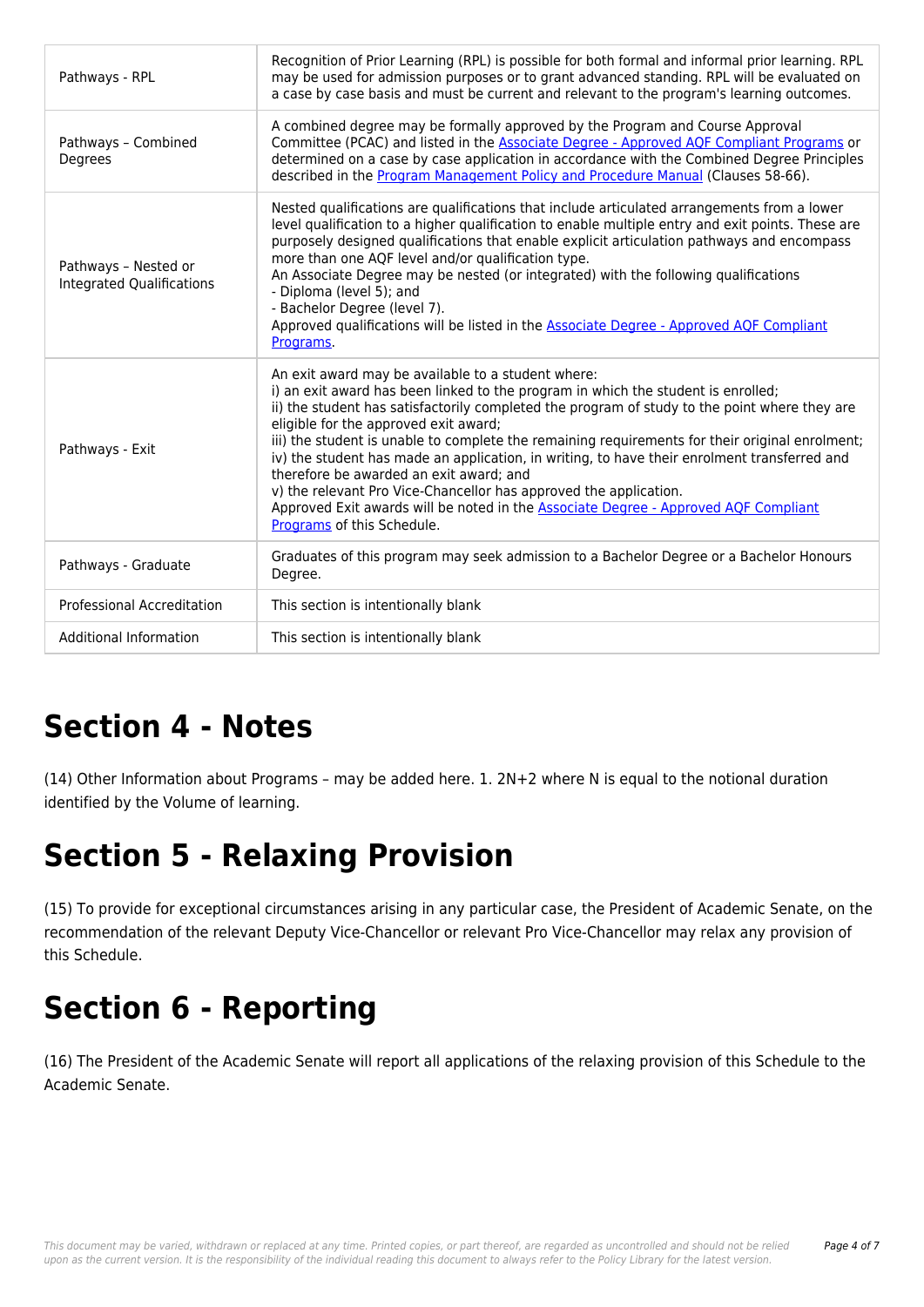| | |
|---|---|
| Pathways - RPL | Recognition of Prior Learning (RPL) is possible for both formal and informal prior learning. RPL may be used for admission purposes or to grant advanced standing. RPL will be evaluated on a case by case basis and must be current and relevant to the program's learning outcomes. |
| Pathways – Combined Degrees | A combined degree may be formally approved by the Program and Course Approval Committee (PCAC) and listed in the Associate Degree - Approved AQF Compliant Programs or determined on a case by case application in accordance with the Combined Degree Principles described in the Program Management Policy and Procedure Manual (Clauses 58-66). |
| Pathways – Nested or Integrated Qualifications | Nested qualifications are qualifications that include articulated arrangements from a lower level qualification to a higher qualification to enable multiple entry and exit points. These are purposely designed qualifications that enable explicit articulation pathways and encompass more than one AQF level and/or qualification type.<br>An Associate Degree may be nested (or integrated) with the following qualifications<br>- Diploma (level 5); and<br>- Bachelor Degree (level 7).<br>Approved qualifications will be listed in the Associate Degree - Approved AQF Compliant Programs. |
| Pathways - Exit | An exit award may be available to a student where:<br>i) an exit award has been linked to the program in which the student is enrolled;<br>ii) the student has satisfactorily completed the program of study to the point where they are eligible for the approved exit award;<br>iii) the student is unable to complete the remaining requirements for their original enrolment;<br>iv) the student has made an application, in writing, to have their enrolment transferred and therefore be awarded an exit award; and<br>v) the relevant Pro Vice-Chancellor has approved the application.<br>Approved Exit awards will be noted in the Associate Degree - Approved AQF Compliant Programs of this Schedule. |
| Pathways - Graduate | Graduates of this program may seek admission to a Bachelor Degree or a Bachelor Honours Degree. |
| Professional Accreditation | This section is intentionally blank |
| Additional Information | This section is intentionally blank |

# Section 4 - Notes

(14) Other Information about Programs – may be added here. 1. 2N+2 where N is equal to the notional duration identified by the Volume of learning.

# Section 5 - Relaxing Provision

(15) To provide for exceptional circumstances arising in any particular case, the President of Academic Senate, on the recommendation of the relevant Deputy Vice-Chancellor or relevant Pro Vice-Chancellor may relax any provision of this Schedule.

# Section 6 - Reporting

(16) The President of the Academic Senate will report all applications of the relaxing provision of this Schedule to the Academic Senate.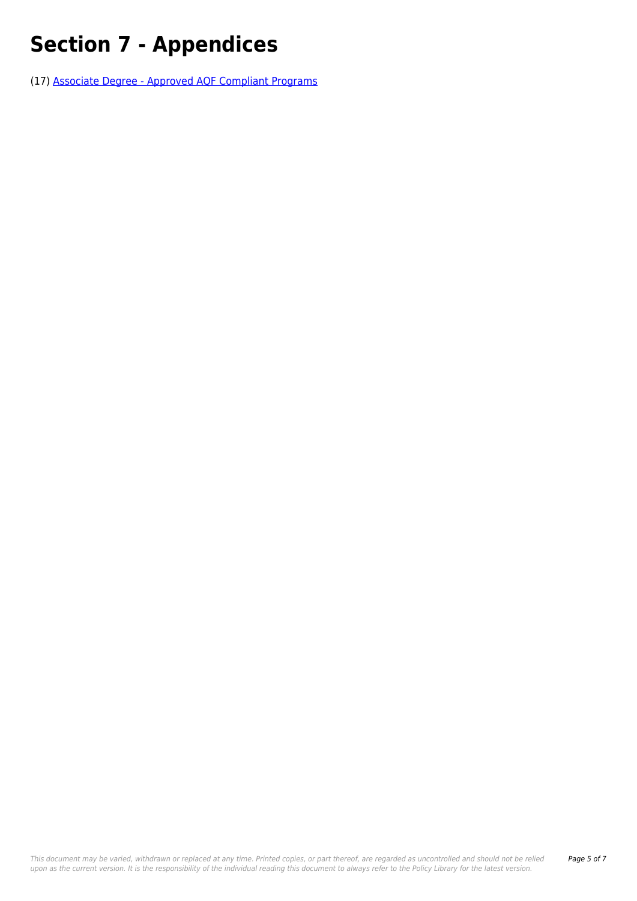# Section 7 - Appendices

(17) [Associate Degree - Approved AQF Compliant Programs]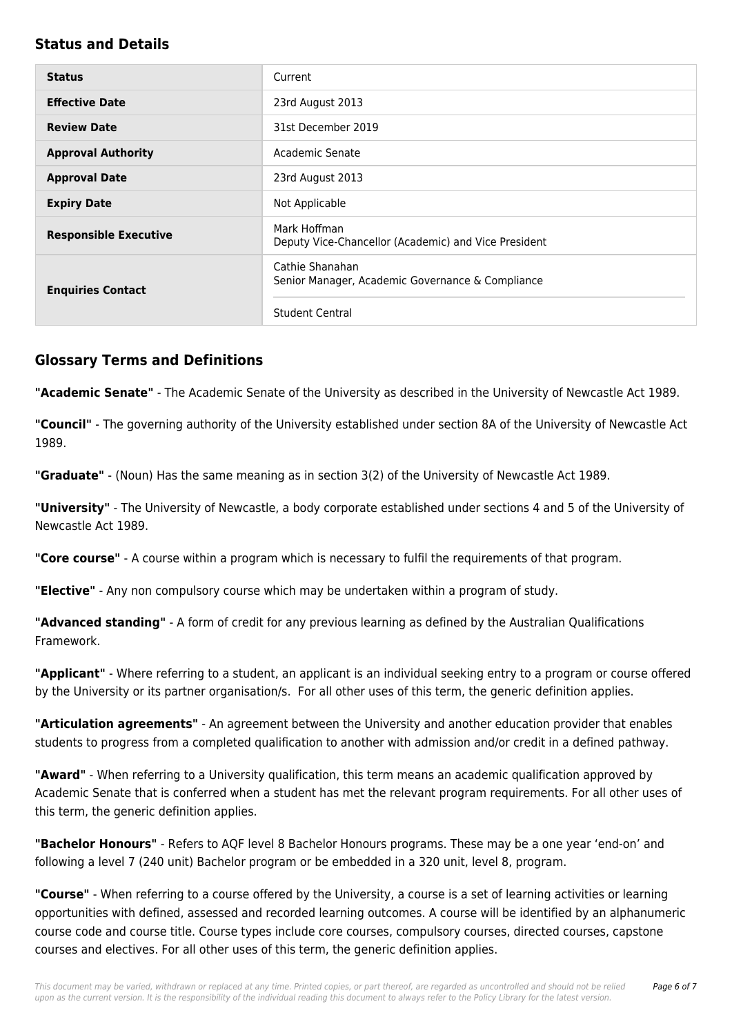## Status and Details

| Status | Current |
| --- | --- |
| **Effective Date** | 23rd August 2013 |
| **Review Date** | 31st December 2019 |
| **Approval Authority** | Academic Senate |
| **Approval Date** | 23rd August 2013 |
| **Expiry Date** | Not Applicable |
| **Responsible Executive** | Mark Hoffman<br>Deputy Vice-Chancellor (Academic) and Vice President |
| **Enquiries Contact** | Cathie Shanahan<br>Senior Manager, Academic Governance & Compliance<br><br>Student Central |

## Glossary Terms and Definitions

**"Academic Senate"** - The Academic Senate of the University as described in the University of Newcastle Act 1989.

**"Council"** - The governing authority of the University established under section 8A of the University of Newcastle Act 1989.

**"Graduate"** - (Noun) Has the same meaning as in section 3(2) of the University of Newcastle Act 1989.

**"University"** - The University of Newcastle, a body corporate established under sections 4 and 5 of the University of Newcastle Act 1989.

**"Core course"** - A course within a program which is necessary to fulfil the requirements of that program.

**"Elective"** - Any non compulsory course which may be undertaken within a program of study.

**"Advanced standing"** - A form of credit for any previous learning as defined by the Australian Qualifications Framework.

**"Applicant"** - Where referring to a student, an applicant is an individual seeking entry to a program or course offered by the University or its partner organisation/s. For all other uses of this term, the generic definition applies.

**"Articulation agreements"** - An agreement between the University and another education provider that enables students to progress from a completed qualification to another with admission and/or credit in a defined pathway.

**"Award"** - When referring to a University qualification, this term means an academic qualification approved by Academic Senate that is conferred when a student has met the relevant program requirements. For all other uses of this term, the generic definition applies.

**"Bachelor Honours"** - Refers to AQF level 8 Bachelor Honours programs. These may be a one year 'end-on' and following a level 7 (240 unit) Bachelor program or be embedded in a 320 unit, level 8, program.

**"Course"** - When referring to a course offered by the University, a course is a set of learning activities or learning opportunities with defined, assessed and recorded learning outcomes. A course will be identified by an alphanumeric course code and course title. Course types include core courses, compulsory courses, directed courses, capstone courses and electives. For all other uses of this term, the generic definition applies.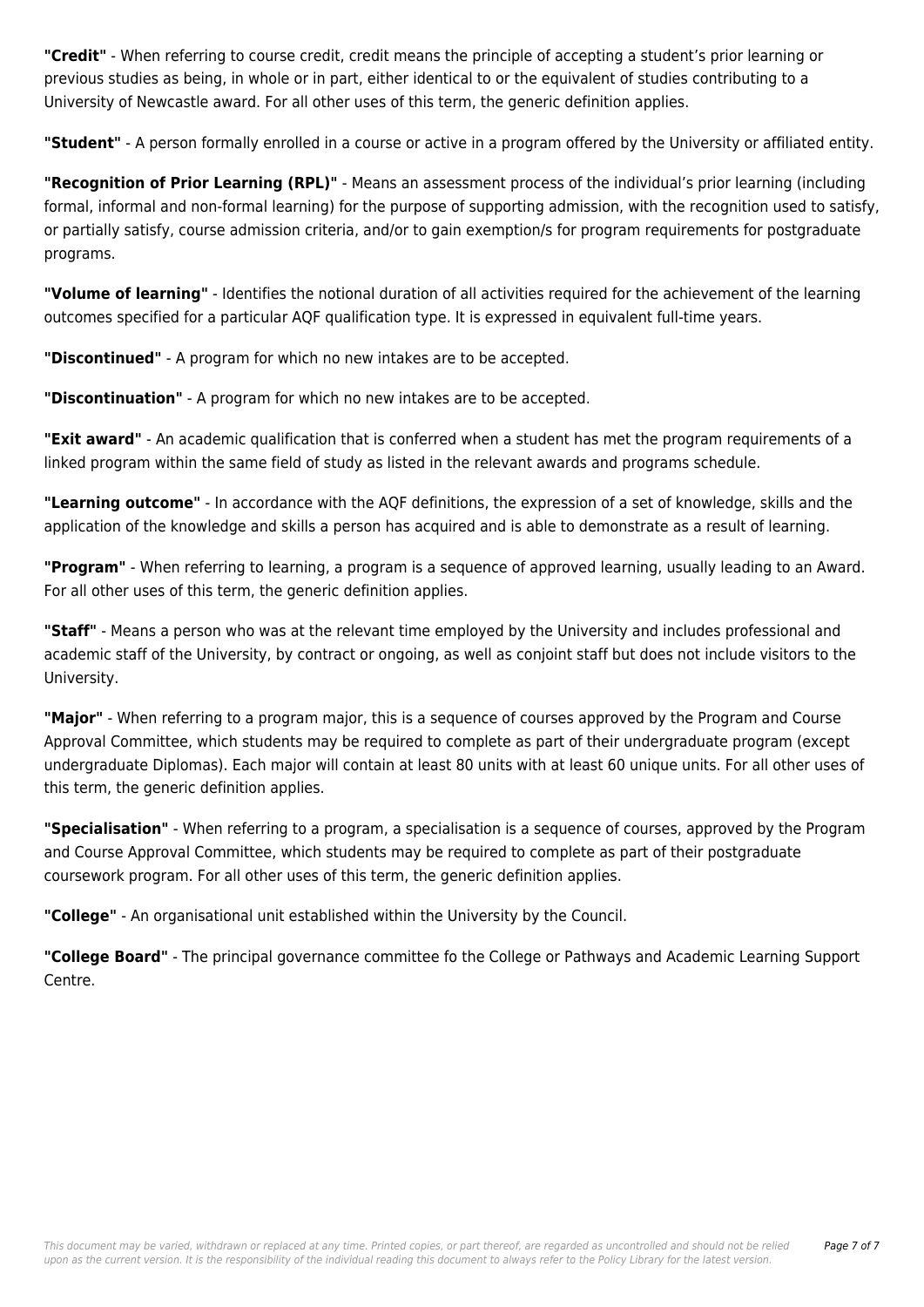**"Credit"** - When referring to course credit, credit means the principle of accepting a student's prior learning or previous studies as being, in whole or in part, either identical to or the equivalent of studies contributing to a University of Newcastle award. For all other uses of this term, the generic definition applies.

**"Student"** - A person formally enrolled in a course or active in a program offered by the University or affiliated entity.

**"Recognition of Prior Learning (RPL)"** - Means an assessment process of the individual's prior learning (including formal, informal and non-formal learning) for the purpose of supporting admission, with the recognition used to satisfy, or partially satisfy, course admission criteria, and/or to gain exemption/s for program requirements for postgraduate programs.

**"Volume of learning"** - Identifies the notional duration of all activities required for the achievement of the learning outcomes specified for a particular AQF qualification type. It is expressed in equivalent full-time years.

**"Discontinued"** - A program for which no new intakes are to be accepted.

**"Discontinuation"** - A program for which no new intakes are to be accepted.

**"Exit award"** - An academic qualification that is conferred when a student has met the program requirements of a linked program within the same field of study as listed in the relevant awards and programs schedule.

**"Learning outcome"** - In accordance with the AQF definitions, the expression of a set of knowledge, skills and the application of the knowledge and skills a person has acquired and is able to demonstrate as a result of learning.

**"Program"** - When referring to learning, a program is a sequence of approved learning, usually leading to an Award. For all other uses of this term, the generic definition applies.

**"Staff"** - Means a person who was at the relevant time employed by the University and includes professional and academic staff of the University, by contract or ongoing, as well as conjoint staff but does not include visitors to the University.

**"Major"** - When referring to a program major, this is a sequence of courses approved by the Program and Course Approval Committee, which students may be required to complete as part of their undergraduate program (except undergraduate Diplomas). Each major will contain at least 80 units with at least 60 unique units. For all other uses of this term, the generic definition applies.

**"Specialisation"** - When referring to a program, a specialisation is a sequence of courses, approved by the Program and Course Approval Committee, which students may be required to complete as part of their postgraduate coursework program. For all other uses of this term, the generic definition applies.

**"College"** - An organisational unit established within the University by the Council.

**"College Board"** - The principal governance committee fo the College or Pathways and Academic Learning Support Centre.